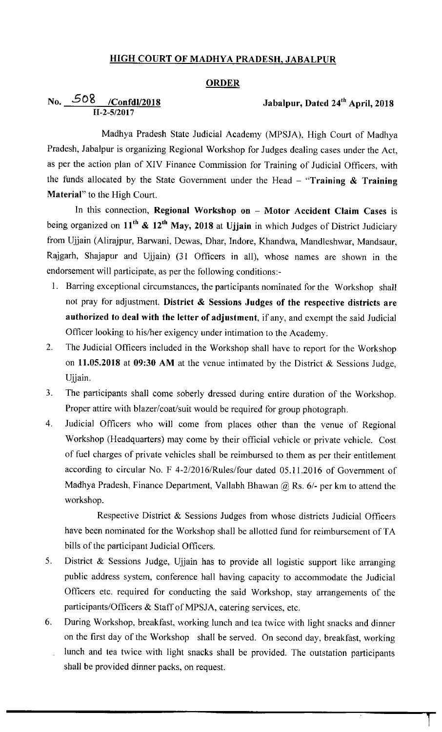# HIGH COURT OF MADHYA PRADESH, JABALPUR

## ORDER

**No. 508 /Confdl/2018** **Jabalpur, Dated 24th April, 2018**
**II-2-5/2017**

Madhya Pradesh State Judicial Academy (MPSJA), High Court of Madhya Pradesh, Jabalpur is organizing Regional Workshop for Judges dealing cases under the Act, as per the action plan of XIV Finance Commission for Training of Judicial Officers, with the funds allocated by the State Government under the Head – "**Training & Training Material**" to the High Court.

In this connection, **Regional Workshop on – Motor Accident Claim Cases** is being organized on **11th & 12th May, 2018** at **Ujjain** in which Judges of District Judiciary from Ujjain (Alirajpur, Barwani, Dewas, Dhar, Indore, Khandwa, Mandleshwar, Mandsaur, Rajgarh, Shajapur and Ujjain) (31 Officers in all), whose names are shown in the endorsement will participate, as per the following conditions:-

1. Barring exceptional circumstances, the participants nominated for the Workshop shall not pray for adjustment. **District & Sessions Judges of the respective districts are authorized to deal with the letter of adjustment**, if any, and exempt the said Judicial Officer looking to his/her exigency under intimation to the Academy.
2. The Judicial Officers included in the Workshop shall have to report for the Workshop on **11.05.2018** at **09:30 AM** at the venue intimated by the District & Sessions Judge, Ujjain.
3. The participants shall come soberly dressed during entire duration of the Workshop. Proper attire with blazer/coat/suit would be required for group photograph.
4. Judicial Officers who will come from places other than the venue of Regional Workshop (Headquarters) may come by their official vehicle or private vehicle. Cost of fuel charges of private vehicles shall be reimbursed to them as per their entitlement according to circular No. F 4-2/2016/Rules/four dated 05.11.2016 of Government of Madhya Pradesh, Finance Department, Vallabh Bhawan @ Rs. 6/- per km to attend the workshop.

   Respective District & Sessions Judges from whose districts Judicial Officers have been nominated for the Workshop shall be allotted fund for reimbursement of TA bills of the participant Judicial Officers.
5. District & Sessions Judge, Ujjain has to provide all logistic support like arranging public address system, conference hall having capacity to accommodate the Judicial Officers etc. required for conducting the said Workshop, stay arrangements of the participants/Officers & Staff of MPSJA, catering services, etc.
6. During Workshop, breakfast, working lunch and tea twice with light snacks and dinner on the first day of the Workshop shall be served. On second day, breakfast, working lunch and tea twice with light snacks shall be provided. The outstation participants shall be provided dinner packs, on request.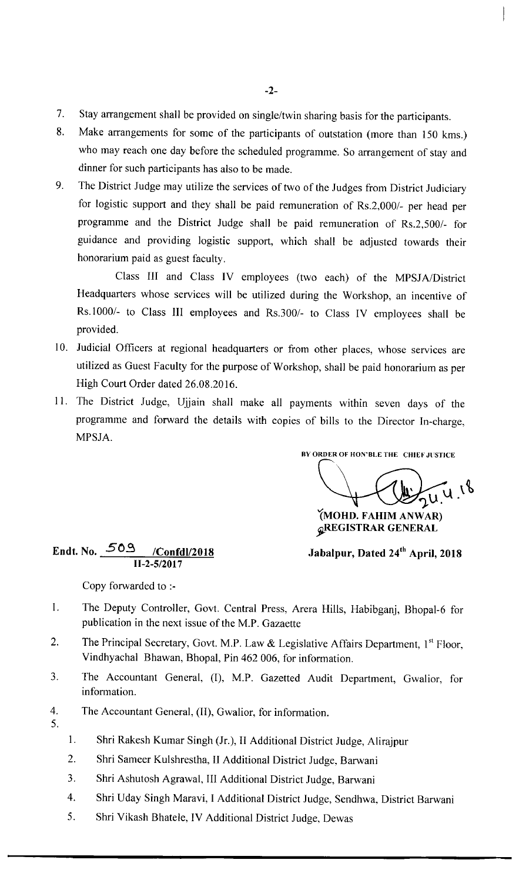7. Stay arrangement shall be provided on single/twin sharing basis for the participants.
8. Make arrangements for some of the participants of outstation (more than 150 kms.) who may reach one day before the scheduled programme. So arrangement of stay and dinner for such participants has also to be made.
9. The District Judge may utilize the services of two of the Judges from District Judiciary for logistic support and they shall be paid remuneration of Rs.2,000/- per head per programme and the District Judge shall be paid remuneration of Rs.2,500/- for guidance and providing logistic support, which shall be adjusted towards their honorarium paid as guest faculty.

   Class III and Class IV employees (two each) of the MPSJA/District Headquarters whose services will be utilized during the Workshop, an incentive of Rs.1000/- to Class III employees and Rs.300/- to Class IV employees shall be provided.
10. Judicial Officers at regional headquarters or from other places, whose services are utilized as Guest Faculty for the purpose of Workshop, shall be paid honorarium as per High Court Order dated 26.08.2016.
11. The District Judge, Ujjain shall make all payments within seven days of the programme and forward the details with copies of bills to the Director In-charge, MPSJA.

BY ORDER OF HON'BLE THE CHIEF JUSTICE

24.4.18

**(MOHD. FAHIM ANWAR)**
**REGISTRAR GENERAL**

**Endt. No. 509 /Confdl/2018**
**II-2-5/2017**

**Jabalpur, Dated 24th April, 2018**

Copy forwarded to :-

1. The Deputy Controller, Govt. Central Press, Arera Hills, Habibganj, Bhopal-6 for publication in the next issue of the M.P. Gazaette
2. The Principal Secretary, Govt. M.P. Law & Legislative Affairs Department, 1st Floor, Vindhyachal Bhawan, Bhopal, Pin 462 006, for information.
3. The Accountant General, (I), M.P. Gazetted Audit Department, Gwalior, for information.
4. The Accountant General, (II), Gwalior, for information.
5.
   1. Shri Rakesh Kumar Singh (Jr.), II Additional District Judge, Alirajpur
   2. Shri Sameer Kulshrestha, II Additional District Judge, Barwani
   3. Shri Ashutosh Agrawal, III Additional District Judge, Barwani
   4. Shri Uday Singh Maravi, I Additional District Judge, Sendhwa, District Barwani
   5. Shri Vikash Bhatele, IV Additional District Judge, Dewas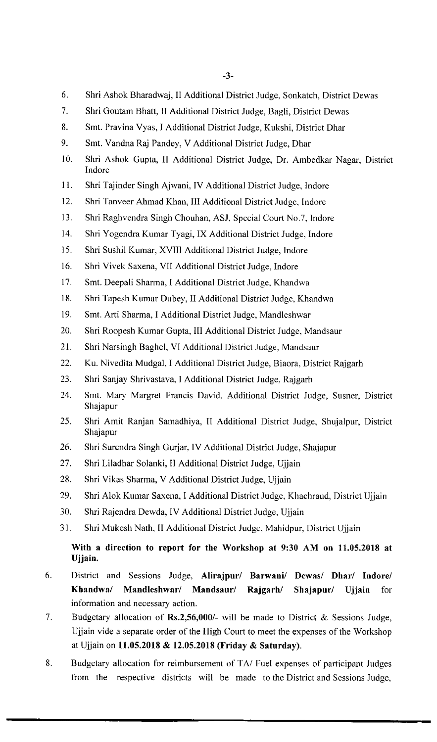6. Shri Ashok Bharadwaj, II Additional District Judge, Sonkatch, District Dewas
7. Shri Goutam Bhatt, II Additional District Judge, Bagli, District Dewas
8. Smt. Pravina Vyas, I Additional District Judge, Kukshi, District Dhar
9. Smt. Vandna Raj Pandey, V Additional District Judge, Dhar
10. Shri Ashok Gupta, II Additional District Judge, Dr. Ambedkar Nagar, District Indore
11. Shri Tajinder Singh Ajwani, IV Additional District Judge, Indore
12. Shri Tanveer Ahmad Khan, III Additional District Judge, Indore
13. Shri Raghvendra Singh Chouhan, ASJ, Special Court No.7, Indore
14. Shri Yogendra Kumar Tyagi, IX Additional District Judge, Indore
15. Shri Sushil Kumar, XVIII Additional District Judge, Indore
16. Shri Vivek Saxena, VII Additional District Judge, Indore
17. Smt. Deepali Sharma, I Additional District Judge, Khandwa
18. Shri Tapesh Kumar Dubey, II Additional District Judge, Khandwa
19. Smt. Arti Sharma, I Additional District Judge, Mandleshwar
20. Shri Roopesh Kumar Gupta, III Additional District Judge, Mandsaur
21. Shri Narsingh Baghel, VI Additional District Judge, Mandsaur
22. Ku. Nivedita Mudgal, I Additional District Judge, Biaora, District Rajgarh
23. Shri Sanjay Shrivastava, I Additional District Judge, Rajgarh
24. Smt. Mary Margret Francis David, Additional District Judge, Susner, District Shajapur
25. Shri Amit Ranjan Samadhiya, II Additional District Judge, Shujalpur, District Shajapur
26. Shri Surendra Singh Gurjar, IV Additional District Judge, Shajapur
27. Shri Liladhar Solanki, II Additional District Judge, Ujjain
28. Shri Vikas Sharma, V Additional District Judge, Ujjain
29. Shri Alok Kumar Saxena, I Additional District Judge, Khachraud, District Ujjain
30. Shri Rajendra Dewda, IV Additional District Judge, Ujjain
31. Shri Mukesh Nath, II Additional District Judge, Mahidpur, District Ujjain

**With a direction to report for the Workshop at 9:30 AM on 11.05.2018 at Ujjain.**

6. District and Sessions Judge, **Alirajpur/ Barwani/ Dewas/ Dhar/ Indore/ Khandwa/ Mandleshwar/ Mandsaur/ Rajgarh/ Shajapur/ Ujjain** for information and necessary action.
7. Budgetary allocation of **Rs.2,56,000/-** will be made to District & Sessions Judge, Ujjain vide a separate order of the High Court to meet the expenses of the Workshop at Ujjain on **11.05.2018 & 12.05.2018 (Friday & Saturday)**.
8. Budgetary allocation for reimbursement of TA/ Fuel expenses of participant Judges from the respective districts will be made to the District and Sessions Judge,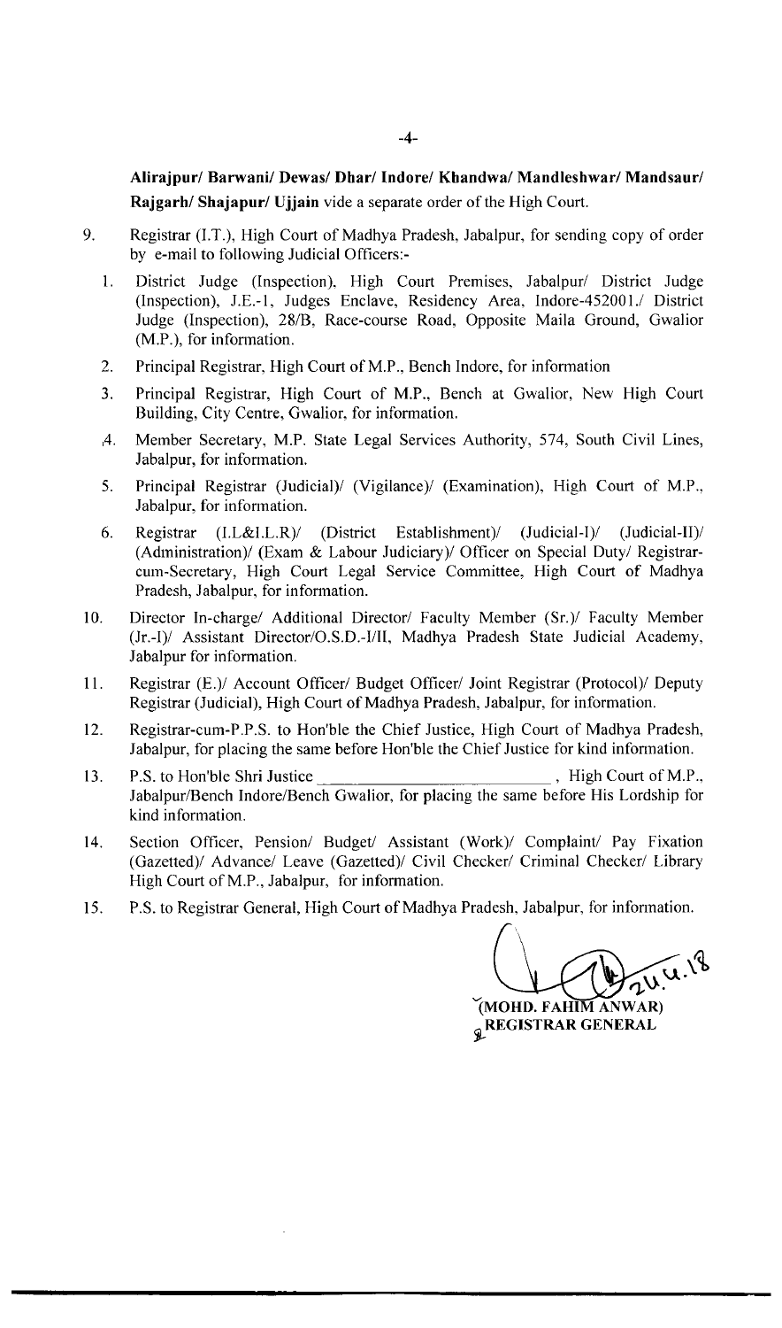**Alirajpur/ Barwani/ Dewas/ Dhar/ Indore/ Khandwa/ Mandleshwar/ Mandsaur/ Rajgarh/ Shajapur/ Ujjain** vide a separate order of the High Court.

9. Registrar (I.T.), High Court of Madhya Pradesh, Jabalpur, for sending copy of order by e-mail to following Judicial Officers:-
   1. District Judge (Inspection), High Court Premises, Jabalpur/ District Judge (Inspection), J.E.-1, Judges Enclave, Residency Area, Indore-452001./ District Judge (Inspection), 28/B, Race-course Road, Opposite Maila Ground, Gwalior (M.P.), for information.
   2. Principal Registrar, High Court of M.P., Bench Indore, for information
   3. Principal Registrar, High Court of M.P., Bench at Gwalior, New High Court Building, City Centre, Gwalior, for information.
   4. Member Secretary, M.P. State Legal Services Authority, 574, South Civil Lines, Jabalpur, for information.
   5. Principal Registrar (Judicial)/ (Vigilance)/ (Examination), High Court of M.P., Jabalpur, for information.
   6. Registrar (I.L&I.L.R)/ (District Establishment)/ (Judicial-I)/ (Judicial-II)/ (Administration)/ (Exam & Labour Judiciary)/ Officer on Special Duty/ Registrar-cum-Secretary, High Court Legal Service Committee, High Court of Madhya Pradesh, Jabalpur, for information.
10. Director In-charge/ Additional Director/ Faculty Member (Sr.)/ Faculty Member (Jr.-I)/ Assistant Director/O.S.D.-I/II, Madhya Pradesh State Judicial Academy, Jabalpur for information.
11. Registrar (E.)/ Account Officer/ Budget Officer/ Joint Registrar (Protocol)/ Deputy Registrar (Judicial), High Court of Madhya Pradesh, Jabalpur, for information.
12. Registrar-cum-P.P.S. to Hon'ble the Chief Justice, High Court of Madhya Pradesh, Jabalpur, for placing the same before Hon'ble the Chief Justice for kind information.
13. P.S. to Hon'ble Shri Justice \_\_\_\_\_\_\_\_\_\_\_\_\_\_\_\_\_\_\_\_\_\_\_\_\_\_, High Court of M.P., Jabalpur/Bench Indore/Bench Gwalior, for placing the same before His Lordship for kind information.
14. Section Officer, Pension/ Budget/ Assistant (Work)/ Complaint/ Pay Fixation (Gazetted)/ Advance/ Leave (Gazetted)/ Civil Checker/ Criminal Checker/ Library High Court of M.P., Jabalpur, for information.
15. P.S. to Registrar General, High Court of Madhya Pradesh, Jabalpur, for information.

24.4.18

**(MOHD. FAHIM ANWAR)**
**REGISTRAR GENERAL**